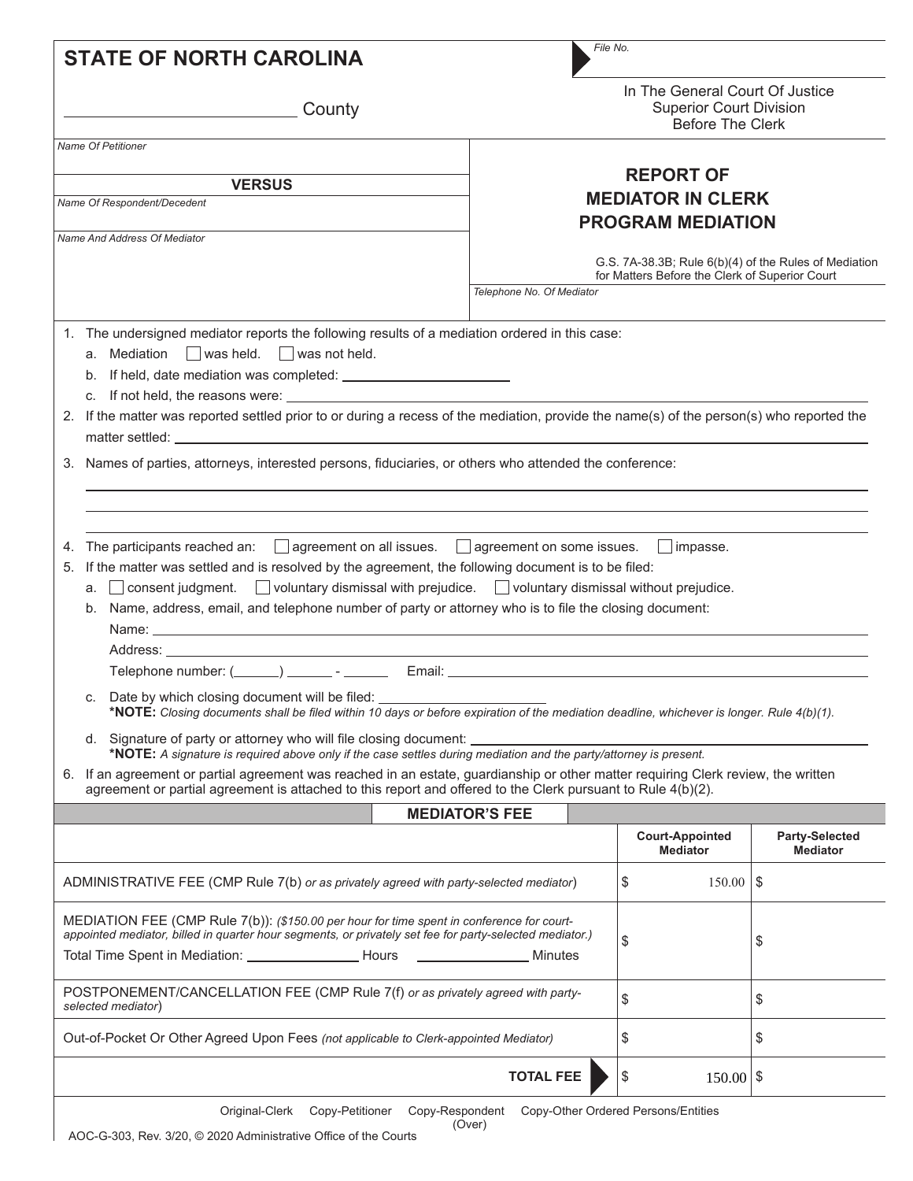# STATE OF NORTH CAROLINA

File No.

_______________ County

In The General Court Of Justice
Superior Court Division
Before The Clerk

*Name Of Petitioner*

**VERSUS**

*Name Of Respondent/Decedent*

*Name And Address Of Mediator*

## REPORT OF MEDIATOR IN CLERK PROGRAM MEDIATION

G.S. 7A-38.3B; Rule 6(b)(4) of the Rules of Mediation for Matters Before the Clerk of Superior Court

*Telephone No. Of Mediator*

1. The undersigned mediator reports the following results of a mediation ordered in this case:
   a. Mediation ☐ was held. ☐ was not held.
   b. If held, date mediation was completed: _______________
   c. If not held, the reasons were: _______________
2. If the matter was reported settled prior to or during a recess of the mediation, provide the name(s) of the person(s) who reported the matter settled: _______________
3. Names of parties, attorneys, interested persons, fiduciaries, or others who attended the conference:
4. The participants reached an: ☐ agreement on all issues. ☐ agreement on some issues. ☐ impasse.
5. If the matter was settled and is resolved by the agreement, the following document is to be filed:
   a. ☐ consent judgment. ☐ voluntary dismissal with prejudice. ☐ voluntary dismissal without prejudice.
   b. Name, address, email, and telephone number of party or attorney who is to file the closing document:
      Name: _______________
      Address: _______________
      Telephone number: (______) ______ - ______ Email: _______________
   c. Date by which closing document will be filed: _______________
      ***NOTE:** *Closing documents shall be filed within 10 days or before expiration of the mediation deadline, whichever is longer. Rule 4(b)(1).*
   d. Signature of party or attorney who will file closing document: _______________
      ***NOTE:** *A signature is required above only if the case settles during mediation and the party/attorney is present.*
6. If an agreement or partial agreement was reached in an estate, guardianship or other matter requiring Clerk review, the written agreement or partial agreement is attached to this report and offered to the Clerk pursuant to Rule 4(b)(2).

### MEDIATOR'S FEE

| | Court-Appointed Mediator | Party-Selected Mediator |
|---|---|---|
| ADMINISTRATIVE FEE (CMP Rule 7(b) *or as privately agreed with party-selected mediator*) | $ 150.00 | $ |
| MEDIATION FEE (CMP Rule 7(b)): *($150.00 per hour for time spent in conference for court-appointed mediator, billed in quarter hour segments, or privately set fee for party-selected mediator.)* Total Time Spent in Mediation: _______ Hours _______ Minutes | $ | $ |
| POSTPONEMENT/CANCELLATION FEE (CMP Rule 7(f) *or as privately agreed with party-selected mediator*) | $ | $ |
| Out-of-Pocket Or Other Agreed Upon Fees *(not applicable to Clerk-appointed Mediator)* | $ | $ |
| **TOTAL FEE** | $ 150.00 | $ |

Original-Clerk Copy-Petitioner Copy-Respondent Copy-Other Ordered Persons/Entities

(Over)

AOC-G-303, Rev. 3/20, © 2020 Administrative Office of the Courts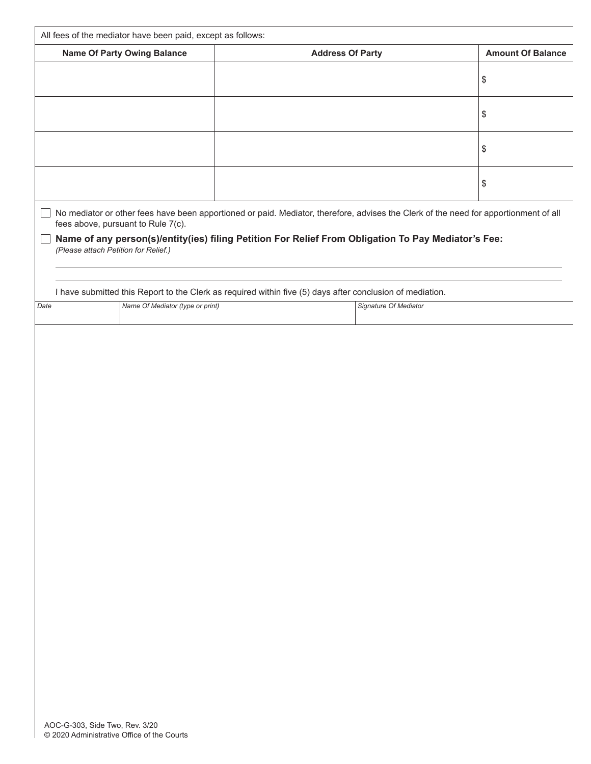All fees of the mediator have been paid, except as follows:

| Name Of Party Owing Balance | Address Of Party | Amount Of Balance |
|---|---|---|
| | | $ |
| | | $ |
| | | $ |
| | | $ |

☐ No mediator or other fees have been apportioned or paid. Mediator, therefore, advises the Clerk of the need for apportionment of all fees above, pursuant to Rule 7(c).

☐ **Name of any person(s)/entity(ies) filing Petition For Relief From Obligation To Pay Mediator's Fee:**
*(Please attach Petition for Relief.)*

\_\_\_\_\_\_\_\_\_\_\_\_\_\_\_\_\_\_\_\_\_\_\_\_\_\_\_\_\_\_\_\_\_\_\_\_\_\_\_\_\_\_\_\_\_\_\_\_\_\_\_\_\_\_\_\_\_\_\_\_

\_\_\_\_\_\_\_\_\_\_\_\_\_\_\_\_\_\_\_\_\_\_\_\_\_\_\_\_\_\_\_\_\_\_\_\_\_\_\_\_\_\_\_\_\_\_\_\_\_\_\_\_\_\_\_\_\_\_\_\_

I have submitted this Report to the Clerk as required within five (5) days after conclusion of mediation.

| *Date* | *Name Of Mediator (type or print)* | *Signature Of Mediator* |
|---|---|---|
| | | |

AOC-G-303, Side Two, Rev. 3/20
© 2020 Administrative Office of the Courts